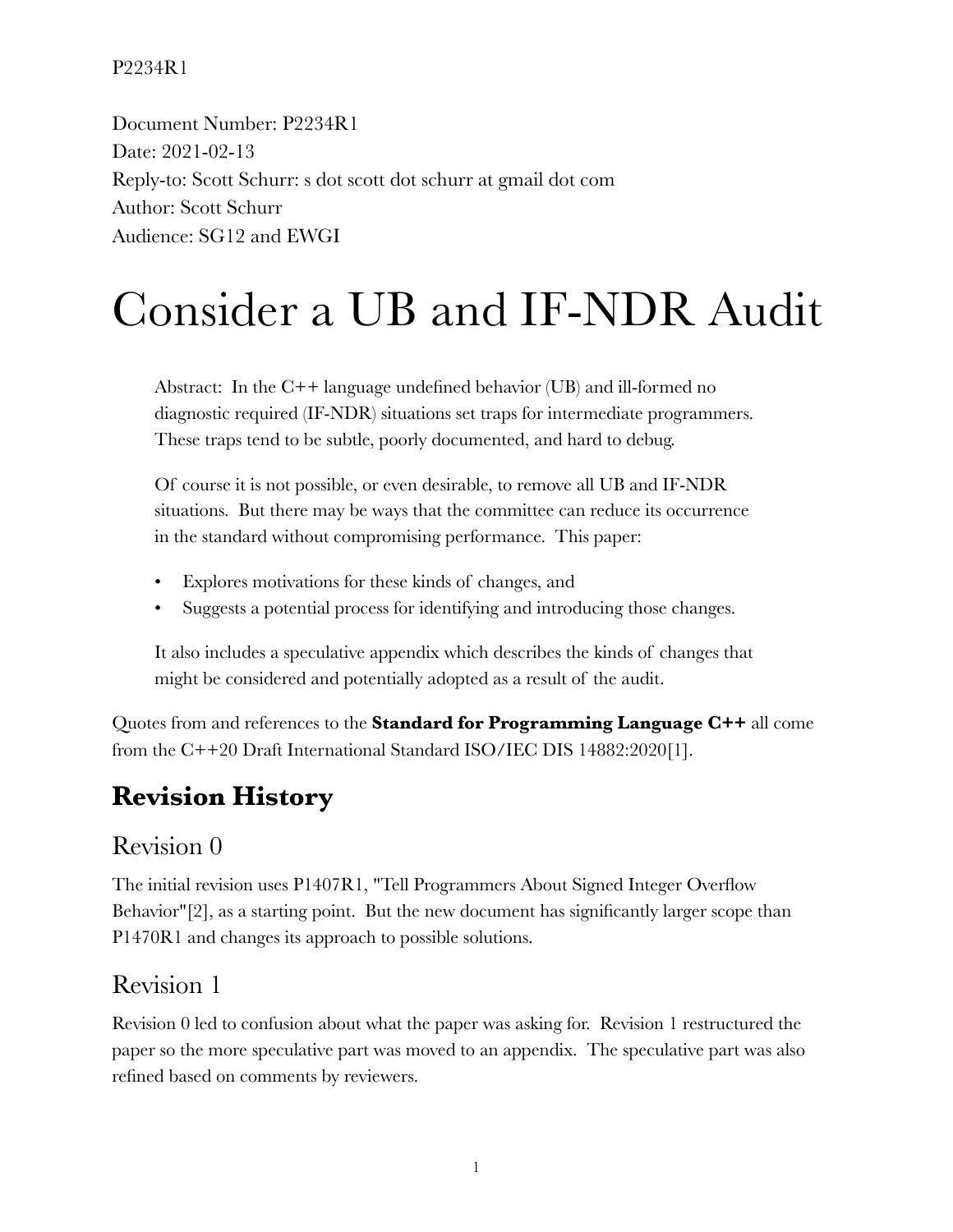Document Number: P2234R1
Date: 2021-02-13
Reply-to: Scott Schurr: s dot scott dot schurr at gmail dot com
Author: Scott Schurr
Audience: SG12 and EWGI

# Consider a UB and IF-NDR Audit

> Abstract: In the C++ language undefined behavior (UB) and ill-formed no diagnostic required (IF-NDR) situations set traps for intermediate programmers. These traps tend to be subtle, poorly documented, and hard to debug.
>
> Of course it is not possible, or even desirable, to remove all UB and IF-NDR situations. But there may be ways that the committee can reduce its occurrence in the standard without compromising performance. This paper:
>
> - Explores motivations for these kinds of changes, and
> - Suggests a potential process for identifying and introducing those changes.
>
> It also includes a speculative appendix which describes the kinds of changes that might be considered and potentially adopted as a result of the audit.

Quotes from and references to the **Standard for Programming Language C++** all come from the C++20 Draft International Standard ISO/IEC DIS 14882:2020[1].

## Revision History

### Revision 0

The initial revision uses P1407R1, "Tell Programmers About Signed Integer Overflow Behavior"[2], as a starting point. But the new document has significantly larger scope than P1470R1 and changes its approach to possible solutions.

### Revision 1

Revision 0 led to confusion about what the paper was asking for. Revision 1 restructured the paper so the more speculative part was moved to an appendix. The speculative part was also refined based on comments by reviewers.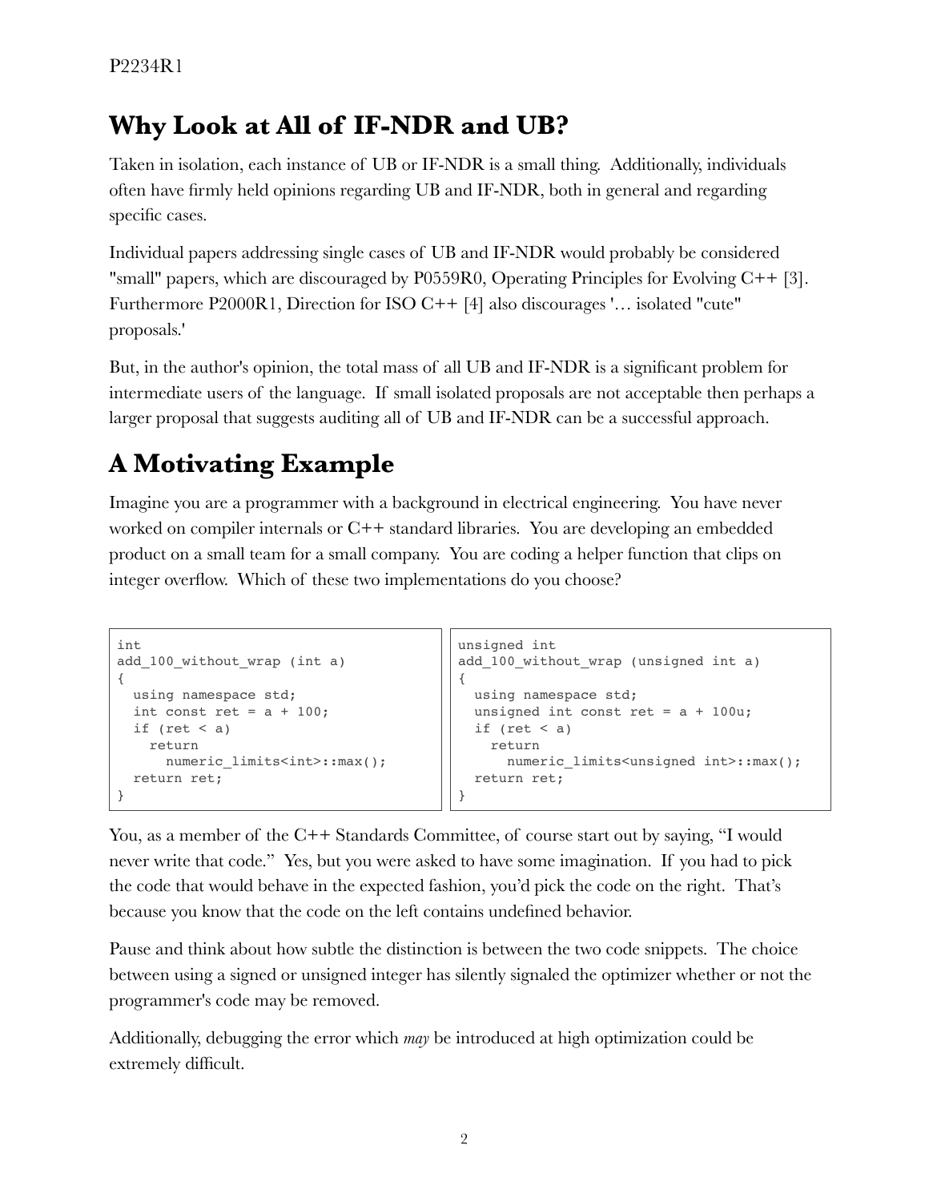## Why Look at All of IF-NDR and UB?

Taken in isolation, each instance of UB or IF-NDR is a small thing. Additionally, individuals often have firmly held opinions regarding UB and IF-NDR, both in general and regarding specific cases.

Individual papers addressing single cases of UB and IF-NDR would probably be considered "small" papers, which are discouraged by P0559R0, Operating Principles for Evolving C++ [3]. Furthermore P2000R1, Direction for ISO C++ [4] also discourages '… isolated "cute" proposals.'

But, in the author's opinion, the total mass of all UB and IF-NDR is a significant problem for intermediate users of the language. If small isolated proposals are not acceptable then perhaps a larger proposal that suggests auditing all of UB and IF-NDR can be a successful approach.

## A Motivating Example

Imagine you are a programmer with a background in electrical engineering. You have never worked on compiler internals or C++ standard libraries. You are developing an embedded product on a small team for a small company. You are coding a helper function that clips on integer overflow. Which of these two implementations do you choose?

```
int
add_100_without_wrap (int a)
{
  using namespace std;
  int const ret = a + 100;
  if (ret < a)
    return
      numeric_limits<int>::max();
  return ret;
}
```

```
unsigned int
add_100_without_wrap (unsigned int a)
{
  using namespace std;
  unsigned int const ret = a + 100u;
  if (ret < a)
    return
      numeric_limits<unsigned int>::max();
  return ret;
}
```

You, as a member of the C++ Standards Committee, of course start out by saying, "I would never write that code." Yes, but you were asked to have some imagination. If you had to pick the code that would behave in the expected fashion, you'd pick the code on the right. That's because you know that the code on the left contains undefined behavior.

Pause and think about how subtle the distinction is between the two code snippets. The choice between using a signed or unsigned integer has silently signaled the optimizer whether or not the programmer's code may be removed.

Additionally, debugging the error which *may* be introduced at high optimization could be extremely difficult.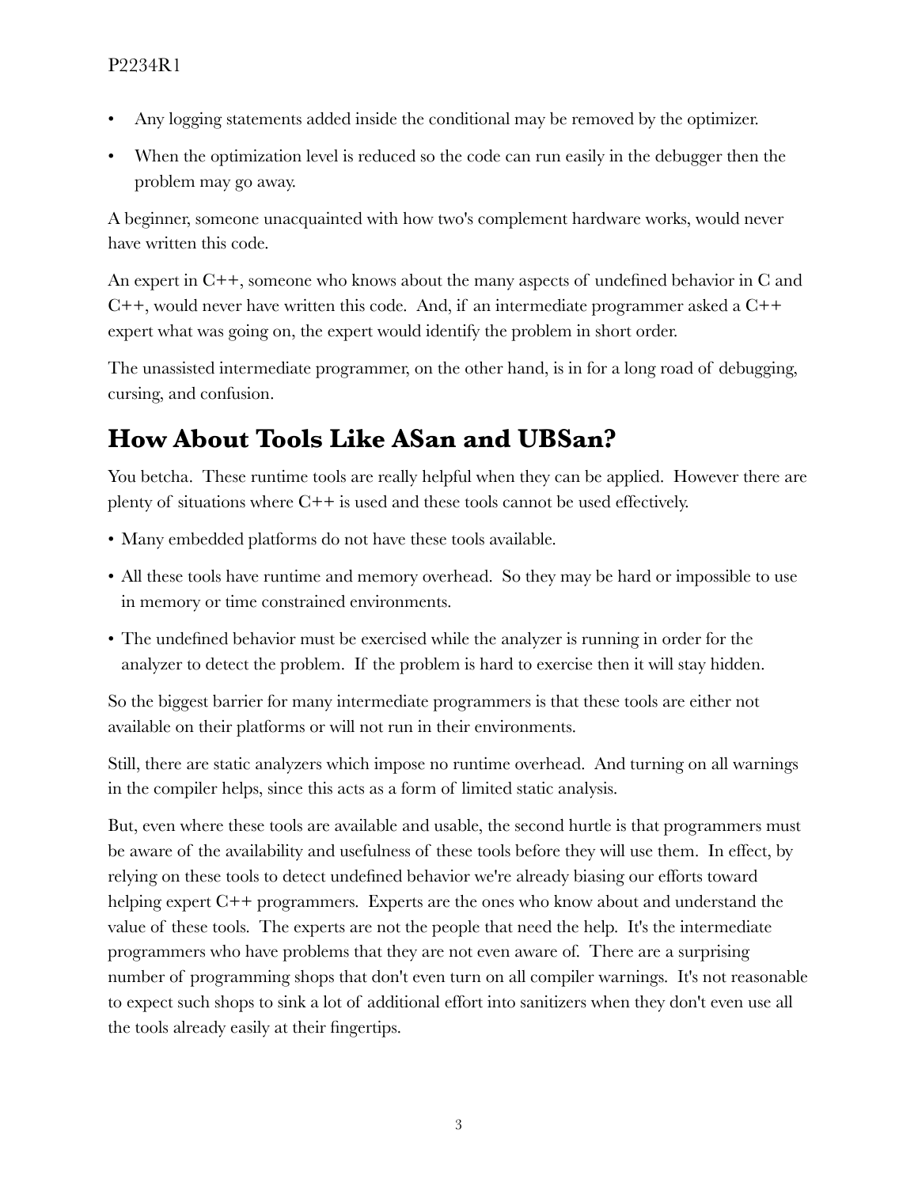- Any logging statements added inside the conditional may be removed by the optimizer.
- When the optimization level is reduced so the code can run easily in the debugger then the problem may go away.

A beginner, someone unacquainted with how two's complement hardware works, would never have written this code.

An expert in C++, someone who knows about the many aspects of undefined behavior in C and C++, would never have written this code. And, if an intermediate programmer asked a C++ expert what was going on, the expert would identify the problem in short order.

The unassisted intermediate programmer, on the other hand, is in for a long road of debugging, cursing, and confusion.

# How About Tools Like ASan and UBSan?

You betcha. These runtime tools are really helpful when they can be applied. However there are plenty of situations where C++ is used and these tools cannot be used effectively.

- Many embedded platforms do not have these tools available.
- All these tools have runtime and memory overhead. So they may be hard or impossible to use in memory or time constrained environments.
- The undefined behavior must be exercised while the analyzer is running in order for the analyzer to detect the problem. If the problem is hard to exercise then it will stay hidden.

So the biggest barrier for many intermediate programmers is that these tools are either not available on their platforms or will not run in their environments.

Still, there are static analyzers which impose no runtime overhead. And turning on all warnings in the compiler helps, since this acts as a form of limited static analysis.

But, even where these tools are available and usable, the second hurtle is that programmers must be aware of the availability and usefulness of these tools before they will use them. In effect, by relying on these tools to detect undefined behavior we're already biasing our efforts toward helping expert C++ programmers. Experts are the ones who know about and understand the value of these tools. The experts are not the people that need the help. It's the intermediate programmers who have problems that they are not even aware of. There are a surprising number of programming shops that don't even turn on all compiler warnings. It's not reasonable to expect such shops to sink a lot of additional effort into sanitizers when they don't even use all the tools already easily at their fingertips.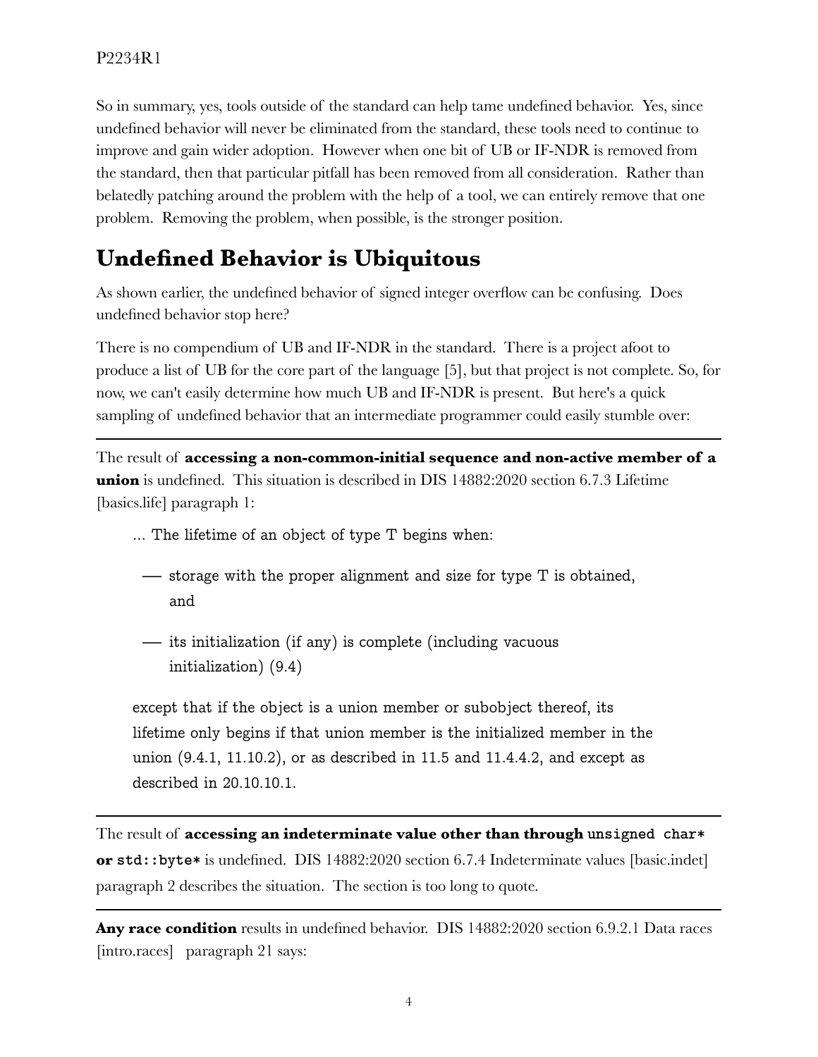So in summary, yes, tools outside of the standard can help tame undefined behavior. Yes, since undefined behavior will never be eliminated from the standard, these tools need to continue to improve and gain wider adoption. However when one bit of UB or IF-NDR is removed from the standard, then that particular pitfall has been removed from all consideration. Rather than belatedly patching around the problem with the help of a tool, we can entirely remove that one problem. Removing the problem, when possible, is the stronger position.

## Undefined Behavior is Ubiquitous

As shown earlier, the undefined behavior of signed integer overflow can be confusing. Does undefined behavior stop here?

There is no compendium of UB and IF-NDR in the standard. There is a project afoot to produce a list of UB for the core part of the language [5], but that project is not complete. So, for now, we can't easily determine how much UB and IF-NDR is present. But here's a quick sampling of undefined behavior that an intermediate programmer could easily stumble over:

---

The result of **accessing a non-common-initial sequence and non-active member of a union** is undefined. This situation is described in DIS 14882:2020 section 6.7.3 Lifetime [basics.life] paragraph 1:

> ... The lifetime of an object of type T begins when:
>
> — storage with the proper alignment and size for type T is obtained, and
>
> — its initialization (if any) is complete (including vacuous initialization) (9.4)
>
> except that if the object is a union member or subobject thereof, its lifetime only begins if that union member is the initialized member in the union (9.4.1, 11.10.2), or as described in 11.5 and 11.4.4.2, and except as described in 20.10.10.1.

---

The result of **accessing an indeterminate value other than through `unsigned char*` or `std::byte*`** is undefined. DIS 14882:2020 section 6.7.4 Indeterminate values [basic.indet] paragraph 2 describes the situation. The section is too long to quote.

---

**Any race condition** results in undefined behavior. DIS 14882:2020 section 6.9.2.1 Data races [intro.races] paragraph 21 says: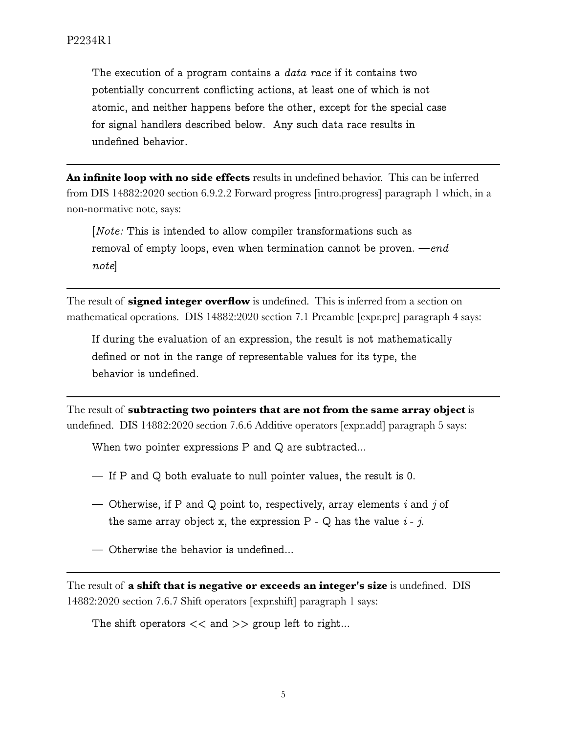> The execution of a program contains a *data race* if it contains two potentially concurrent conflicting actions, at least one of which is not atomic, and neither happens before the other, except for the special case for signal handlers described below. Any such data race results in undefined behavior.

---

**An infinite loop with no side effects** results in undefined behavior. This can be inferred from DIS 14882:2020 section 6.9.2.2 Forward progress [intro.progress] paragraph 1 which, in a non-normative note, says:

> [*Note:* This is intended to allow compiler transformations such as removal of empty loops, even when termination cannot be proven. —*end note*]

---

The result of **signed integer overflow** is undefined. This is inferred from a section on mathematical operations. DIS 14882:2020 section 7.1 Preamble [expr.pre] paragraph 4 says:

> If during the evaluation of an expression, the result is not mathematically defined or not in the range of representable values for its type, the behavior is undefined.

---

The result of **subtracting two pointers that are not from the same array object** is undefined. DIS 14882:2020 section 7.6.6 Additive operators [expr.add] paragraph 5 says:

> When two pointer expressions P and Q are subtracted...
>
> — If P and Q both evaluate to null pointer values, the result is 0.
>
> — Otherwise, if P and Q point to, respectively, array elements *i* and *j* of the same array object x, the expression P - Q has the value *i* - *j*.
>
> — Otherwise the behavior is undefined...

---

The result of **a shift that is negative or exceeds an integer's size** is undefined. DIS 14882:2020 section 7.6.7 Shift operators [expr.shift] paragraph 1 says:

> The shift operators << and >> group left to right...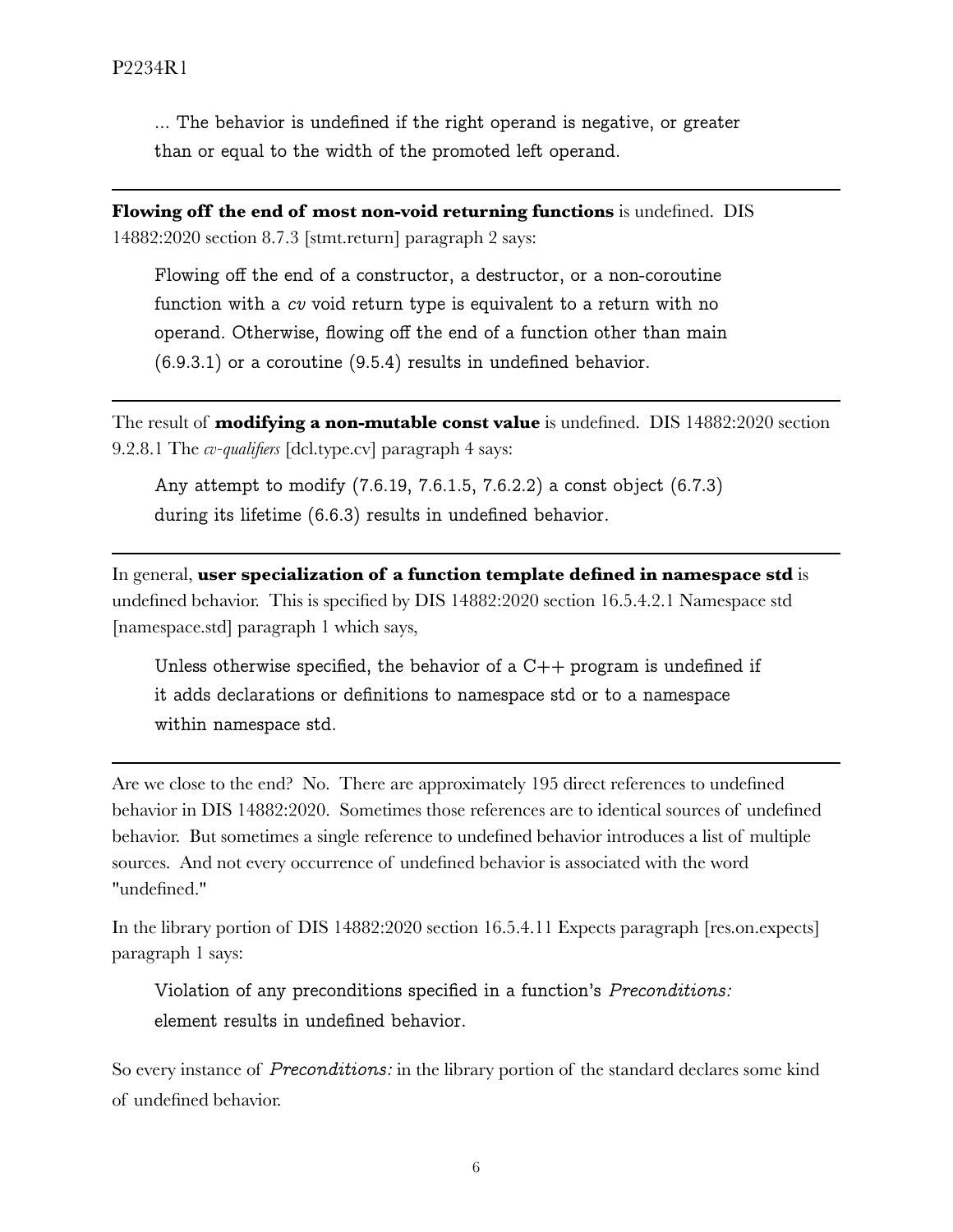> ... The behavior is undefined if the right operand is negative, or greater than or equal to the width of the promoted left operand.

---

**Flowing off the end of most non-void returning functions** is undefined. DIS 14882:2020 section 8.7.3 [stmt.return] paragraph 2 says:

> Flowing off the end of a constructor, a destructor, or a non-coroutine function with a *cv* void return type is equivalent to a return with no operand. Otherwise, flowing off the end of a function other than main (6.9.3.1) or a coroutine (9.5.4) results in undefined behavior.

---

The result of **modifying a non-mutable const value** is undefined. DIS 14882:2020 section 9.2.8.1 The *cv-qualifiers* [dcl.type.cv] paragraph 4 says:

> Any attempt to modify (7.6.19, 7.6.1.5, 7.6.2.2) a const object (6.7.3) during its lifetime (6.6.3) results in undefined behavior.

---

In general, **user specialization of a function template defined in namespace std** is undefined behavior. This is specified by DIS 14882:2020 section 16.5.4.2.1 Namespace std [namespace.std] paragraph 1 which says,

> Unless otherwise specified, the behavior of a C++ program is undefined if it adds declarations or definitions to namespace std or to a namespace within namespace std.

---

Are we close to the end? No. There are approximately 195 direct references to undefined behavior in DIS 14882:2020. Sometimes those references are to identical sources of undefined behavior. But sometimes a single reference to undefined behavior introduces a list of multiple sources. And not every occurrence of undefined behavior is associated with the word "undefined."

In the library portion of DIS 14882:2020 section 16.5.4.11 Expects paragraph [res.on.expects] paragraph 1 says:

> Violation of any preconditions specified in a function's *Preconditions:* element results in undefined behavior.

So every instance of *Preconditions:* in the library portion of the standard declares some kind of undefined behavior.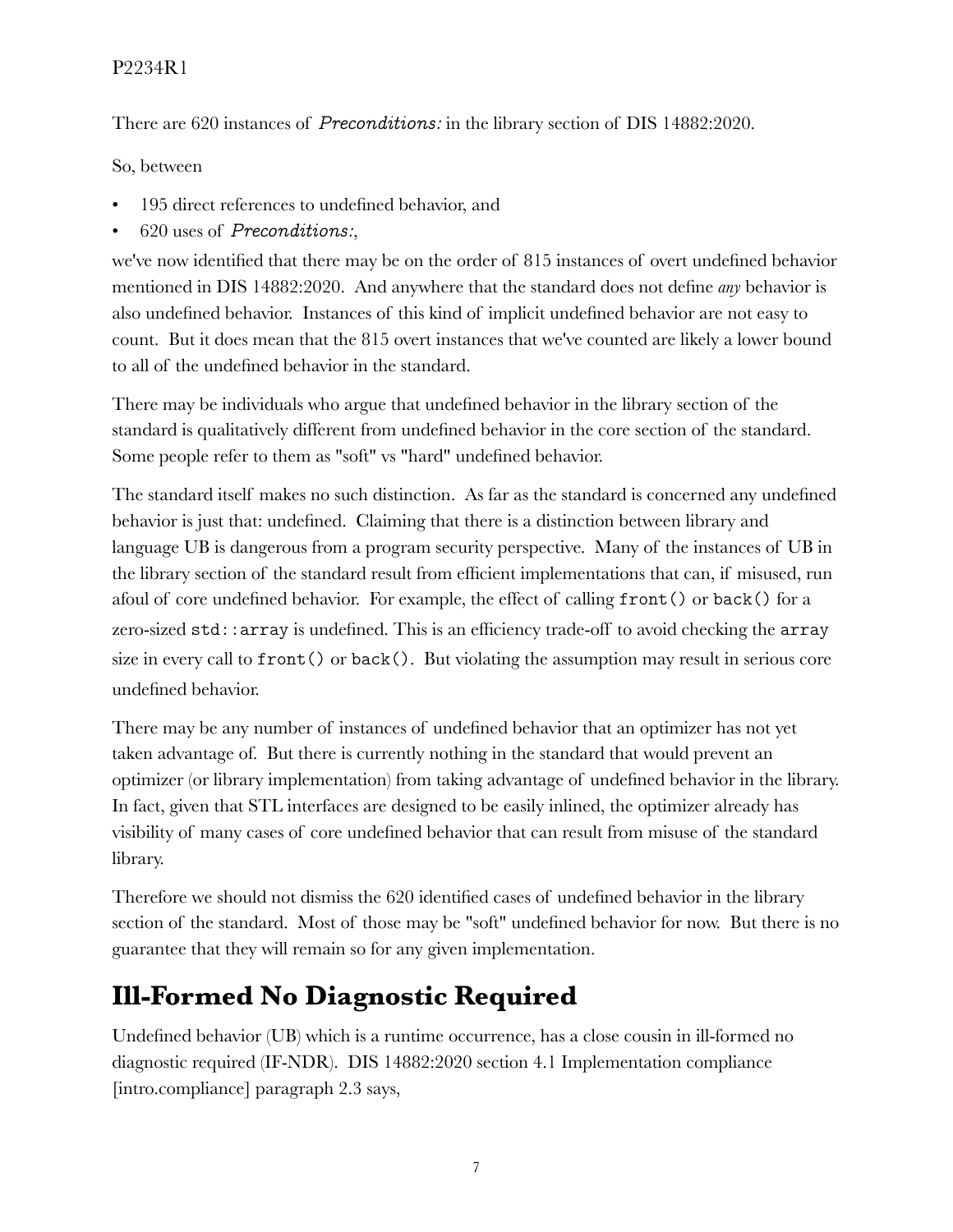There are 620 instances of *Preconditions:* in the library section of DIS 14882:2020.

So, between

- 195 direct references to undefined behavior, and
- 620 uses of *Preconditions:*,

we've now identified that there may be on the order of 815 instances of overt undefined behavior mentioned in DIS 14882:2020. And anywhere that the standard does not define *any* behavior is also undefined behavior. Instances of this kind of implicit undefined behavior are not easy to count. But it does mean that the 815 overt instances that we've counted are likely a lower bound to all of the undefined behavior in the standard.

There may be individuals who argue that undefined behavior in the library section of the standard is qualitatively different from undefined behavior in the core section of the standard. Some people refer to them as "soft" vs "hard" undefined behavior.

The standard itself makes no such distinction. As far as the standard is concerned any undefined behavior is just that: undefined. Claiming that there is a distinction between library and language UB is dangerous from a program security perspective. Many of the instances of UB in the library section of the standard result from efficient implementations that can, if misused, run afoul of core undefined behavior. For example, the effect of calling `front()` or `back()` for a zero-sized `std::array` is undefined. This is an efficiency trade-off to avoid checking the `array` size in every call to `front()` or `back()`. But violating the assumption may result in serious core undefined behavior.

There may be any number of instances of undefined behavior that an optimizer has not yet taken advantage of. But there is currently nothing in the standard that would prevent an optimizer (or library implementation) from taking advantage of undefined behavior in the library. In fact, given that STL interfaces are designed to be easily inlined, the optimizer already has visibility of many cases of core undefined behavior that can result from misuse of the standard library.

Therefore we should not dismiss the 620 identified cases of undefined behavior in the library section of the standard. Most of those may be "soft" undefined behavior for now. But there is no guarantee that they will remain so for any given implementation.

## Ill-Formed No Diagnostic Required

Undefined behavior (UB) which is a runtime occurrence, has a close cousin in ill-formed no diagnostic required (IF-NDR). DIS 14882:2020 section 4.1 Implementation compliance [intro.compliance] paragraph 2.3 says,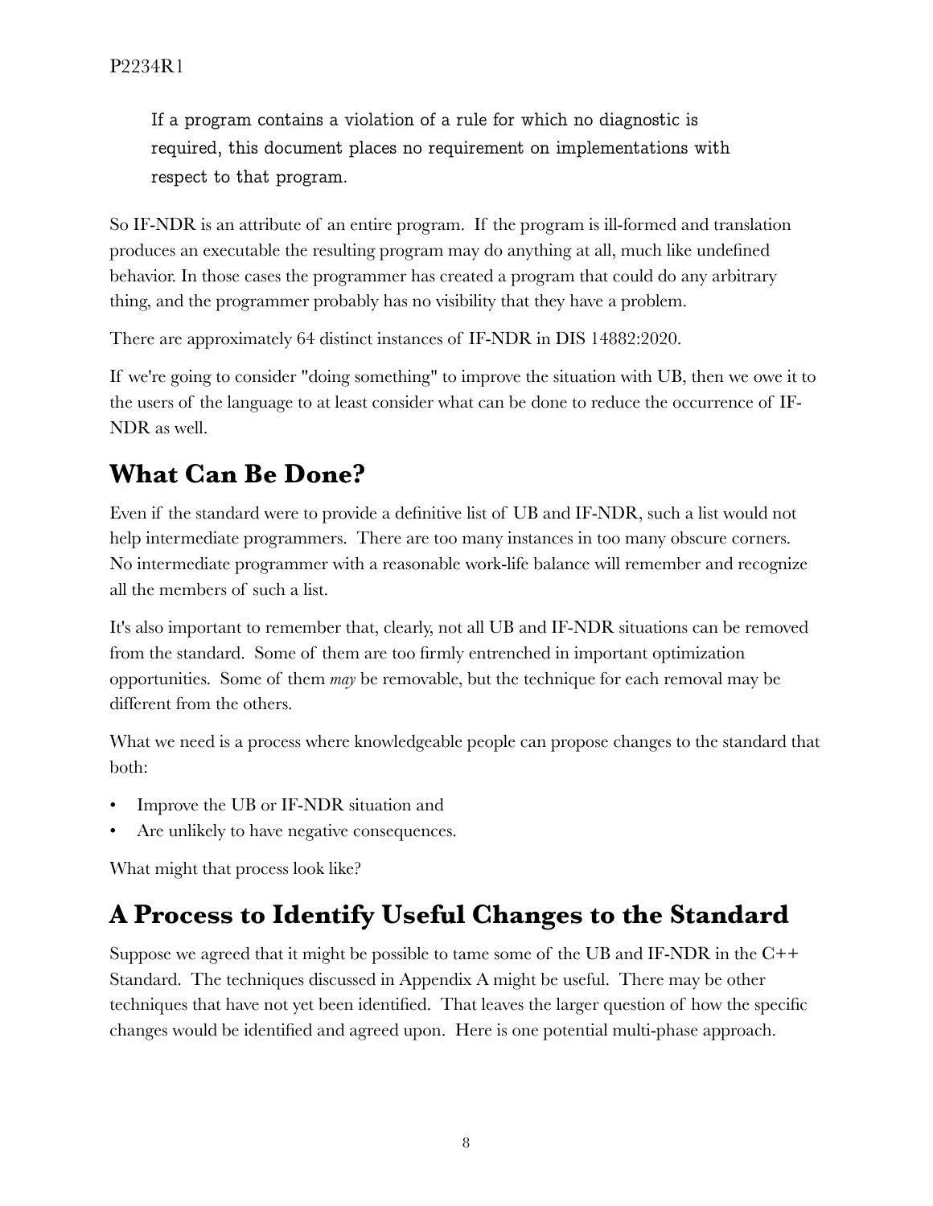> If a program contains a violation of a rule for which no diagnostic is required, this document places no requirement on implementations with respect to that program.

So IF-NDR is an attribute of an entire program. If the program is ill-formed and translation produces an executable the resulting program may do anything at all, much like undefined behavior. In those cases the programmer has created a program that could do any arbitrary thing, and the programmer probably has no visibility that they have a problem.

There are approximately 64 distinct instances of IF-NDR in DIS 14882:2020.

If we're going to consider "doing something" to improve the situation with UB, then we owe it to the users of the language to at least consider what can be done to reduce the occurrence of IF-NDR as well.

## What Can Be Done?

Even if the standard were to provide a definitive list of UB and IF-NDR, such a list would not help intermediate programmers. There are too many instances in too many obscure corners. No intermediate programmer with a reasonable work-life balance will remember and recognize all the members of such a list.

It's also important to remember that, clearly, not all UB and IF-NDR situations can be removed from the standard. Some of them are too firmly entrenched in important optimization opportunities. Some of them *may* be removable, but the technique for each removal may be different from the others.

What we need is a process where knowledgeable people can propose changes to the standard that both:

- Improve the UB or IF-NDR situation and
- Are unlikely to have negative consequences.

What might that process look like?

## A Process to Identify Useful Changes to the Standard

Suppose we agreed that it might be possible to tame some of the UB and IF-NDR in the C++ Standard. The techniques discussed in Appendix A might be useful. There may be other techniques that have not yet been identified. That leaves the larger question of how the specific changes would be identified and agreed upon. Here is one potential multi-phase approach.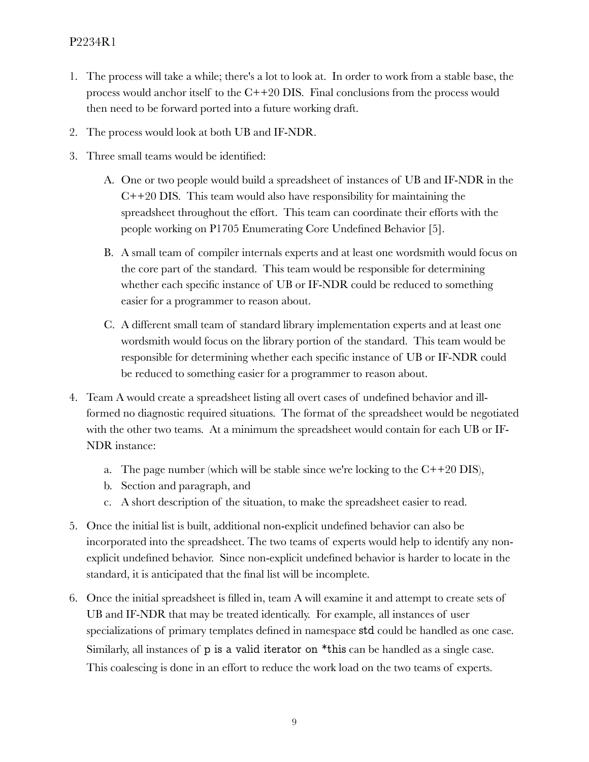1. The process will take a while; there's a lot to look at. In order to work from a stable base, the process would anchor itself to the C++20 DIS. Final conclusions from the process would then need to be forward ported into a future working draft.

2. The process would look at both UB and IF-NDR.

3. Three small teams would be identified:

   A. One or two people would build a spreadsheet of instances of UB and IF-NDR in the C++20 DIS. This team would also have responsibility for maintaining the spreadsheet throughout the effort. This team can coordinate their efforts with the people working on P1705 Enumerating Core Undefined Behavior [5].

   B. A small team of compiler internals experts and at least one wordsmith would focus on the core part of the standard. This team would be responsible for determining whether each specific instance of UB or IF-NDR could be reduced to something easier for a programmer to reason about.

   C. A different small team of standard library implementation experts and at least one wordsmith would focus on the library portion of the standard. This team would be responsible for determining whether each specific instance of UB or IF-NDR could be reduced to something easier for a programmer to reason about.

4. Team A would create a spreadsheet listing all overt cases of undefined behavior and ill-formed no diagnostic required situations. The format of the spreadsheet would be negotiated with the other two teams. At a minimum the spreadsheet would contain for each UB or IF-NDR instance:

   a. The page number (which will be stable since we're locking to the C++20 DIS),
   b. Section and paragraph, and
   c. A short description of the situation, to make the spreadsheet easier to read.

5. Once the initial list is built, additional non-explicit undefined behavior can also be incorporated into the spreadsheet. The two teams of experts would help to identify any non-explicit undefined behavior. Since non-explicit undefined behavior is harder to locate in the standard, it is anticipated that the final list will be incomplete.

6. Once the initial spreadsheet is filled in, team A will examine it and attempt to create sets of UB and IF-NDR that may be treated identically. For example, all instances of user specializations of primary templates defined in namespace `std` could be handled as one case. Similarly, all instances of `p is a valid iterator on *this` can be handled as a single case. This coalescing is done in an effort to reduce the work load on the two teams of experts.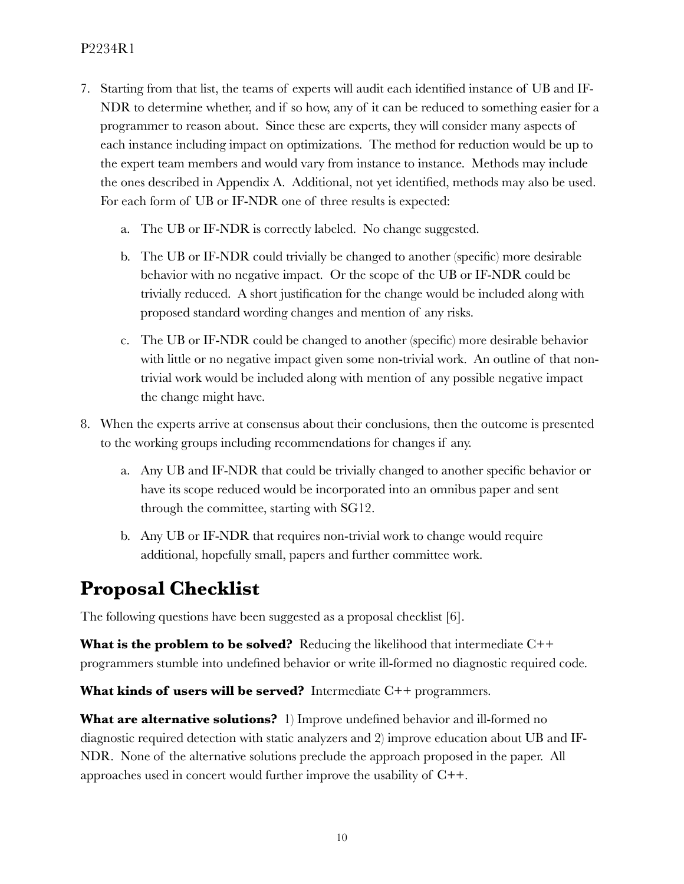7. Starting from that list, the teams of experts will audit each identified instance of UB and IF-NDR to determine whether, and if so how, any of it can be reduced to something easier for a programmer to reason about. Since these are experts, they will consider many aspects of each instance including impact on optimizations. The method for reduction would be up to the expert team members and would vary from instance to instance. Methods may include the ones described in Appendix A. Additional, not yet identified, methods may also be used. For each form of UB or IF-NDR one of three results is expected:
   a. The UB or IF-NDR is correctly labeled. No change suggested.
   b. The UB or IF-NDR could trivially be changed to another (specific) more desirable behavior with no negative impact. Or the scope of the UB or IF-NDR could be trivially reduced. A short justification for the change would be included along with proposed standard wording changes and mention of any risks.
   c. The UB or IF-NDR could be changed to another (specific) more desirable behavior with little or no negative impact given some non-trivial work. An outline of that non-trivial work would be included along with mention of any possible negative impact the change might have.
8. When the experts arrive at consensus about their conclusions, then the outcome is presented to the working groups including recommendations for changes if any.
   a. Any UB and IF-NDR that could be trivially changed to another specific behavior or have its scope reduced would be incorporated into an omnibus paper and sent through the committee, starting with SG12.
   b. Any UB or IF-NDR that requires non-trivial work to change would require additional, hopefully small, papers and further committee work.

# Proposal Checklist

The following questions have been suggested as a proposal checklist [6].

**What is the problem to be solved?** Reducing the likelihood that intermediate C++ programmers stumble into undefined behavior or write ill-formed no diagnostic required code.

**What kinds of users will be served?** Intermediate C++ programmers.

**What are alternative solutions?** 1) Improve undefined behavior and ill-formed no diagnostic required detection with static analyzers and 2) improve education about UB and IF-NDR. None of the alternative solutions preclude the approach proposed in the paper. All approaches used in concert would further improve the usability of C++.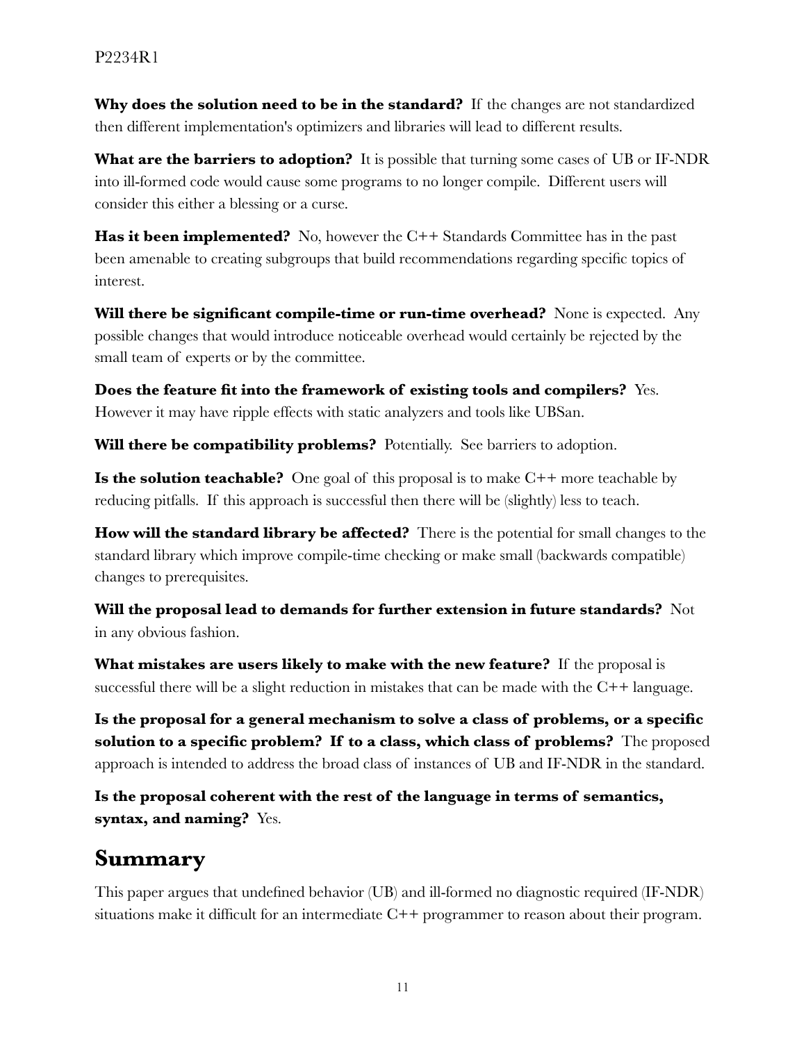**Why does the solution need to be in the standard?** If the changes are not standardized then different implementation's optimizers and libraries will lead to different results.

**What are the barriers to adoption?** It is possible that turning some cases of UB or IF-NDR into ill-formed code would cause some programs to no longer compile. Different users will consider this either a blessing or a curse.

**Has it been implemented?** No, however the C++ Standards Committee has in the past been amenable to creating subgroups that build recommendations regarding specific topics of interest.

**Will there be significant compile-time or run-time overhead?** None is expected. Any possible changes that would introduce noticeable overhead would certainly be rejected by the small team of experts or by the committee.

**Does the feature fit into the framework of existing tools and compilers?** Yes. However it may have ripple effects with static analyzers and tools like UBSan.

**Will there be compatibility problems?** Potentially. See barriers to adoption.

**Is the solution teachable?** One goal of this proposal is to make C++ more teachable by reducing pitfalls. If this approach is successful then there will be (slightly) less to teach.

**How will the standard library be affected?** There is the potential for small changes to the standard library which improve compile-time checking or make small (backwards compatible) changes to prerequisites.

**Will the proposal lead to demands for further extension in future standards?** Not in any obvious fashion.

**What mistakes are users likely to make with the new feature?** If the proposal is successful there will be a slight reduction in mistakes that can be made with the C++ language.

**Is the proposal for a general mechanism to solve a class of problems, or a specific solution to a specific problem? If to a class, which class of problems?** The proposed approach is intended to address the broad class of instances of UB and IF-NDR in the standard.

**Is the proposal coherent with the rest of the language in terms of semantics, syntax, and naming?** Yes.

## Summary

This paper argues that undefined behavior (UB) and ill-formed no diagnostic required (IF-NDR) situations make it difficult for an intermediate C++ programmer to reason about their program.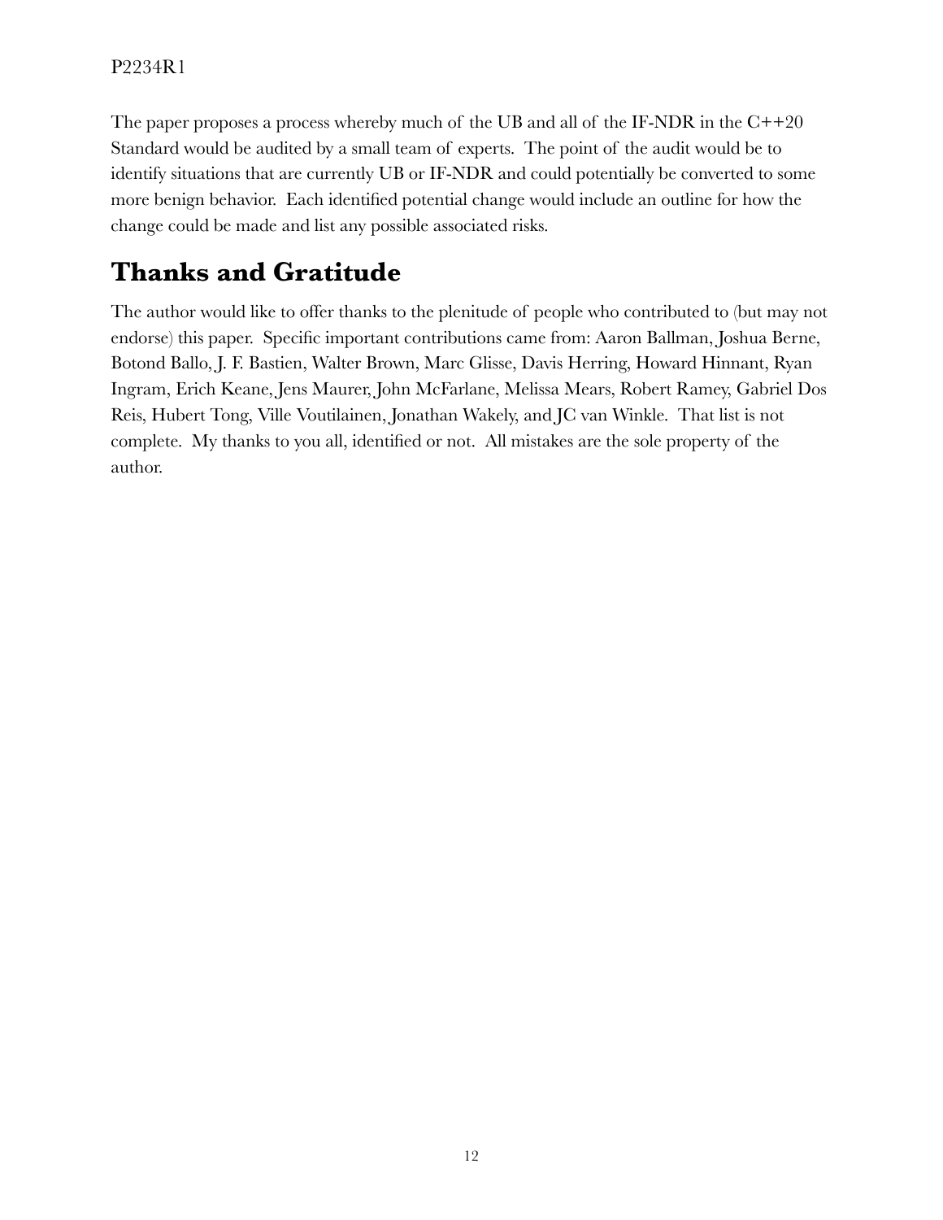The paper proposes a process whereby much of the UB and all of the IF-NDR in the C++20 Standard would be audited by a small team of experts. The point of the audit would be to identify situations that are currently UB or IF-NDR and could potentially be converted to some more benign behavior. Each identified potential change would include an outline for how the change could be made and list any possible associated risks.

# Thanks and Gratitude

The author would like to offer thanks to the plenitude of people who contributed to (but may not endorse) this paper. Specific important contributions came from: Aaron Ballman, Joshua Berne, Botond Ballo, J. F. Bastien, Walter Brown, Marc Glisse, Davis Herring, Howard Hinnant, Ryan Ingram, Erich Keane, Jens Maurer, John McFarlane, Melissa Mears, Robert Ramey, Gabriel Dos Reis, Hubert Tong, Ville Voutilainen, Jonathan Wakely, and JC van Winkle. That list is not complete. My thanks to you all, identified or not. All mistakes are the sole property of the author.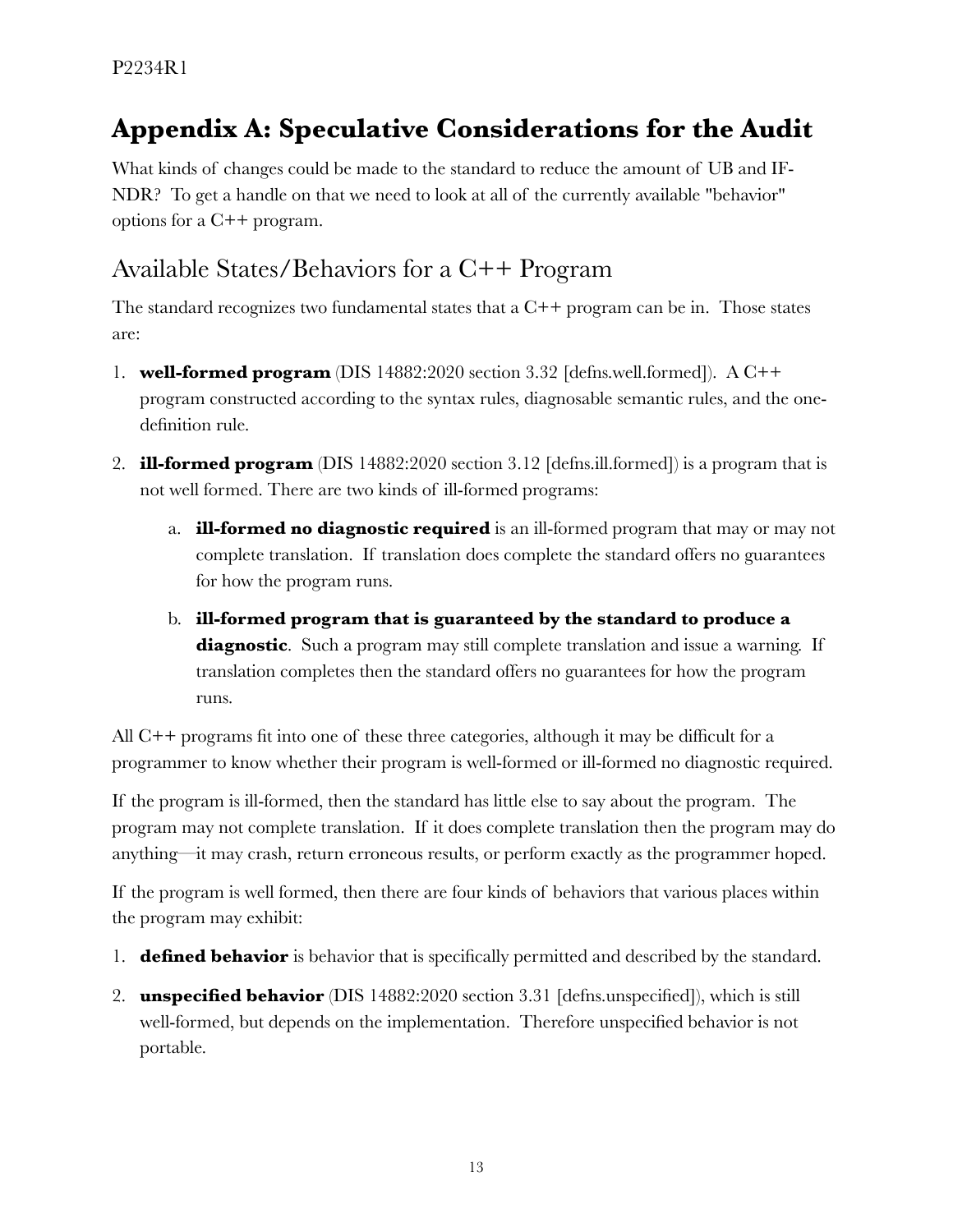## Appendix A: Speculative Considerations for the Audit

What kinds of changes could be made to the standard to reduce the amount of UB and IF-NDR? To get a handle on that we need to look at all of the currently available "behavior" options for a C++ program.

### Available States/Behaviors for a C++ Program

The standard recognizes two fundamental states that a C++ program can be in. Those states are:

1. **well-formed program** (DIS 14882:2020 section 3.32 [defns.well.formed]). A C++ program constructed according to the syntax rules, diagnosable semantic rules, and the one-definition rule.
2. **ill-formed program** (DIS 14882:2020 section 3.12 [defns.ill.formed]) is a program that is not well formed. There are two kinds of ill-formed programs:
    a. **ill-formed no diagnostic required** is an ill-formed program that may or may not complete translation. If translation does complete the standard offers no guarantees for how the program runs.
    b. **ill-formed program that is guaranteed by the standard to produce a diagnostic**. Such a program may still complete translation and issue a warning. If translation completes then the standard offers no guarantees for how the program runs.

All C++ programs fit into one of these three categories, although it may be difficult for a programmer to know whether their program is well-formed or ill-formed no diagnostic required.

If the program is ill-formed, then the standard has little else to say about the program. The program may not complete translation. If it does complete translation then the program may do anything—it may crash, return erroneous results, or perform exactly as the programmer hoped.

If the program is well formed, then there are four kinds of behaviors that various places within the program may exhibit:

1. **defined behavior** is behavior that is specifically permitted and described by the standard.
2. **unspecified behavior** (DIS 14882:2020 section 3.31 [defns.unspecified]), which is still well-formed, but depends on the implementation. Therefore unspecified behavior is not portable.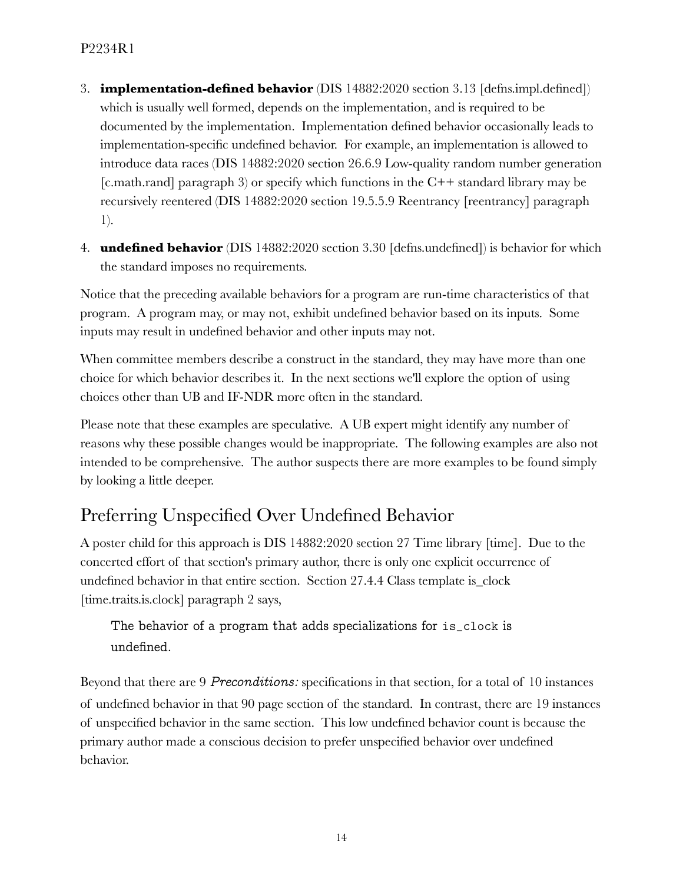3. **implementation-defined behavior** (DIS 14882:2020 section 3.13 [defns.impl.defined]) which is usually well formed, depends on the implementation, and is required to be documented by the implementation. Implementation defined behavior occasionally leads to implementation-specific undefined behavior. For example, an implementation is allowed to introduce data races (DIS 14882:2020 section 26.6.9 Low-quality random number generation [c.math.rand] paragraph 3) or specify which functions in the C++ standard library may be recursively reentered (DIS 14882:2020 section 19.5.5.9 Reentrancy [reentrancy] paragraph 1).
4. **undefined behavior** (DIS 14882:2020 section 3.30 [defns.undefined]) is behavior for which the standard imposes no requirements.

Notice that the preceding available behaviors for a program are run-time characteristics of that program. A program may, or may not, exhibit undefined behavior based on its inputs. Some inputs may result in undefined behavior and other inputs may not.

When committee members describe a construct in the standard, they may have more than one choice for which behavior describes it. In the next sections we'll explore the option of using choices other than UB and IF-NDR more often in the standard.

Please note that these examples are speculative. A UB expert might identify any number of reasons why these possible changes would be inappropriate. The following examples are also not intended to be comprehensive. The author suspects there are more examples to be found simply by looking a little deeper.

## Preferring Unspecified Over Undefined Behavior

A poster child for this approach is DIS 14882:2020 section 27 Time library [time]. Due to the concerted effort of that section's primary author, there is only one explicit occurrence of undefined behavior in that entire section. Section 27.4.4 Class template is_clock [time.traits.is.clock] paragraph 2 says,

> The behavior of a program that adds specializations for `is_clock` is undefined.

Beyond that there are 9 *Preconditions:* specifications in that section, for a total of 10 instances of undefined behavior in that 90 page section of the standard. In contrast, there are 19 instances of unspecified behavior in the same section. This low undefined behavior count is because the primary author made a conscious decision to prefer unspecified behavior over undefined behavior.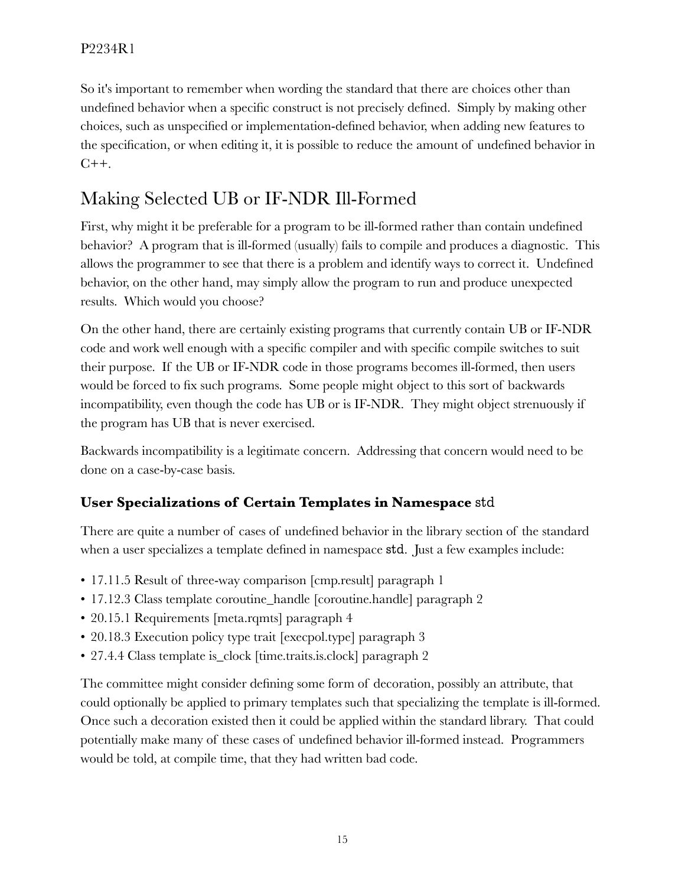So it's important to remember when wording the standard that there are choices other than undefined behavior when a specific construct is not precisely defined. Simply by making other choices, such as unspecified or implementation-defined behavior, when adding new features to the specification, or when editing it, it is possible to reduce the amount of undefined behavior in C++.

## Making Selected UB or IF-NDR Ill-Formed

First, why might it be preferable for a program to be ill-formed rather than contain undefined behavior? A program that is ill-formed (usually) fails to compile and produces a diagnostic. This allows the programmer to see that there is a problem and identify ways to correct it. Undefined behavior, on the other hand, may simply allow the program to run and produce unexpected results. Which would you choose?

On the other hand, there are certainly existing programs that currently contain UB or IF-NDR code and work well enough with a specific compiler and with specific compile switches to suit their purpose. If the UB or IF-NDR code in those programs becomes ill-formed, then users would be forced to fix such programs. Some people might object to this sort of backwards incompatibility, even though the code has UB or is IF-NDR. They might object strenuously if the program has UB that is never exercised.

Backwards incompatibility is a legitimate concern. Addressing that concern would need to be done on a case-by-case basis.

### User Specializations of Certain Templates in Namespace `std`

There are quite a number of cases of undefined behavior in the library section of the standard when a user specializes a template defined in namespace `std`. Just a few examples include:

- 17.11.5 Result of three-way comparison [cmp.result] paragraph 1
- 17.12.3 Class template coroutine_handle [coroutine.handle] paragraph 2
- 20.15.1 Requirements [meta.rqmts] paragraph 4
- 20.18.3 Execution policy type trait [execpol.type] paragraph 3
- 27.4.4 Class template is_clock [time.traits.is.clock] paragraph 2

The committee might consider defining some form of decoration, possibly an attribute, that could optionally be applied to primary templates such that specializing the template is ill-formed. Once such a decoration existed then it could be applied within the standard library. That could potentially make many of these cases of undefined behavior ill-formed instead. Programmers would be told, at compile time, that they had written bad code.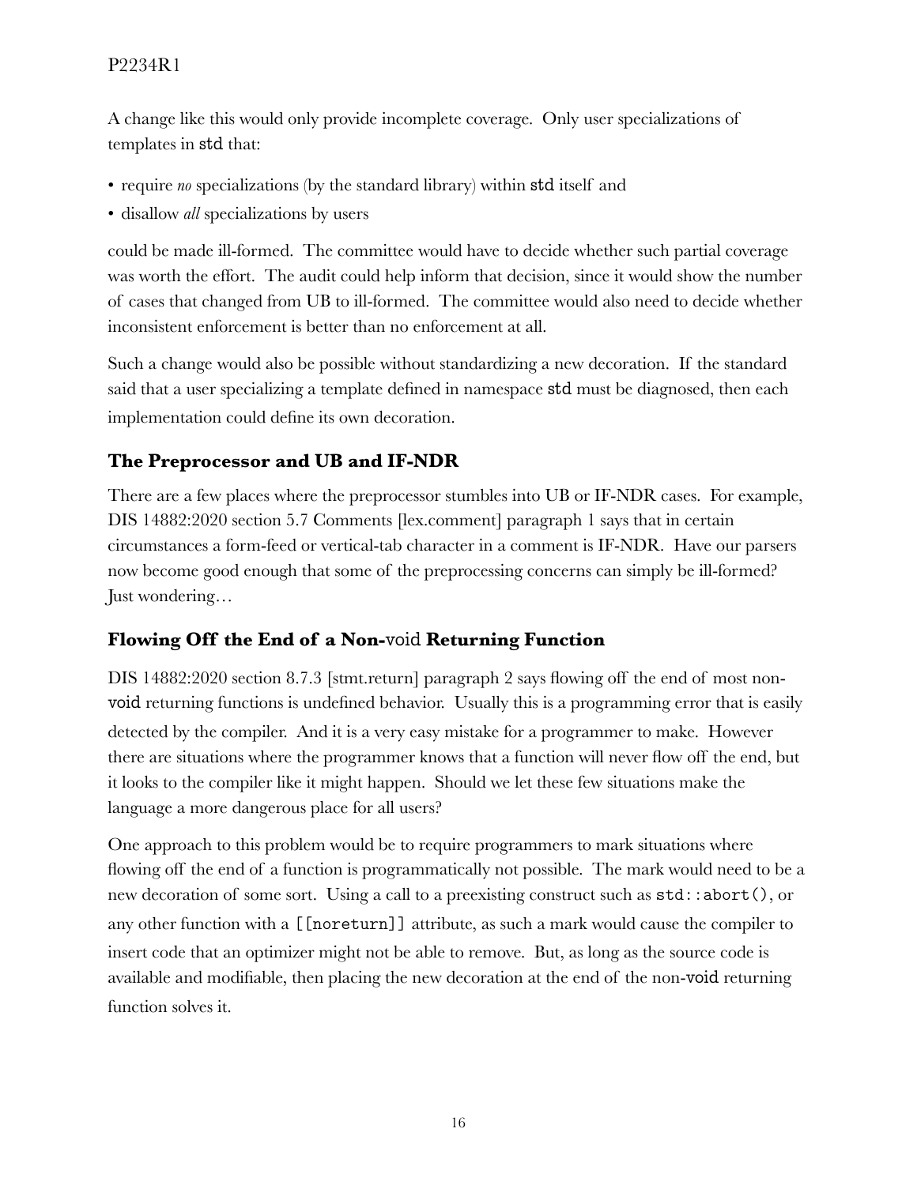A change like this would only provide incomplete coverage. Only user specializations of templates in `std` that:

- require *no* specializations (by the standard library) within `std` itself and
- disallow *all* specializations by users

could be made ill-formed. The committee would have to decide whether such partial coverage was worth the effort. The audit could help inform that decision, since it would show the number of cases that changed from UB to ill-formed. The committee would also need to decide whether inconsistent enforcement is better than no enforcement at all.

Such a change would also be possible without standardizing a new decoration. If the standard said that a user specializing a template defined in namespace `std` must be diagnosed, then each implementation could define its own decoration.

### The Preprocessor and UB and IF-NDR

There are a few places where the preprocessor stumbles into UB or IF-NDR cases. For example, DIS 14882:2020 section 5.7 Comments [lex.comment] paragraph 1 says that in certain circumstances a form-feed or vertical-tab character in a comment is IF-NDR. Have our parsers now become good enough that some of the preprocessing concerns can simply be ill-formed? Just wondering…

### Flowing Off the End of a Non-`void` Returning Function

DIS 14882:2020 section 8.7.3 [stmt.return] paragraph 2 says flowing off the end of most non-`void` returning functions is undefined behavior. Usually this is a programming error that is easily detected by the compiler. And it is a very easy mistake for a programmer to make. However there are situations where the programmer knows that a function will never flow off the end, but it looks to the compiler like it might happen. Should we let these few situations make the language a more dangerous place for all users?

One approach to this problem would be to require programmers to mark situations where flowing off the end of a function is programmatically not possible. The mark would need to be a new decoration of some sort. Using a call to a preexisting construct such as `std::abort()`, or any other function with a `[[noreturn]]` attribute, as such a mark would cause the compiler to insert code that an optimizer might not be able to remove. But, as long as the source code is available and modifiable, then placing the new decoration at the end of the non-`void` returning function solves it.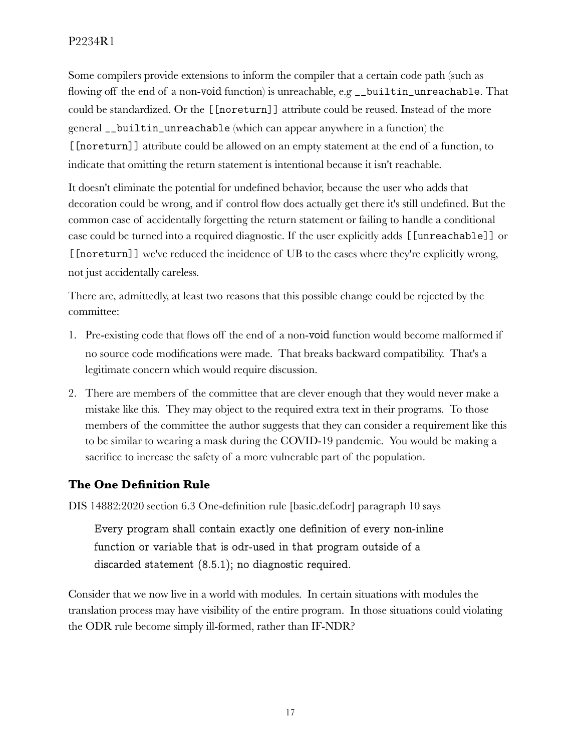Some compilers provide extensions to inform the compiler that a certain code path (such as flowing off the end of a non-`void` function) is unreachable, e.g `__builtin_unreachable`. That could be standardized. Or the `[[noreturn]]` attribute could be reused. Instead of the more general `__builtin_unreachable` (which can appear anywhere in a function) the `[[noreturn]]` attribute could be allowed on an empty statement at the end of a function, to indicate that omitting the return statement is intentional because it isn't reachable.

It doesn't eliminate the potential for undefined behavior, because the user who adds that decoration could be wrong, and if control flow does actually get there it's still undefined. But the common case of accidentally forgetting the return statement or failing to handle a conditional case could be turned into a required diagnostic. If the user explicitly adds `[[unreachable]]` or `[[noreturn]]` we've reduced the incidence of UB to the cases where they're explicitly wrong, not just accidentally careless.

There are, admittedly, at least two reasons that this possible change could be rejected by the committee:

1. Pre-existing code that flows off the end of a non-`void` function would become malformed if no source code modifications were made. That breaks backward compatibility. That's a legitimate concern which would require discussion.
2. There are members of the committee that are clever enough that they would never make a mistake like this. They may object to the required extra text in their programs. To those members of the committee the author suggests that they can consider a requirement like this to be similar to wearing a mask during the COVID-19 pandemic. You would be making a sacrifice to increase the safety of a more vulnerable part of the population.

## The One Definition Rule

DIS 14882:2020 section 6.3 One-definition rule [basic.def.odr] paragraph 10 says

> Every program shall contain exactly one definition of every non-inline function or variable that is odr-used in that program outside of a discarded statement (8.5.1); no diagnostic required.

Consider that we now live in a world with modules. In certain situations with modules the translation process may have visibility of the entire program. In those situations could violating the ODR rule become simply ill-formed, rather than IF-NDR?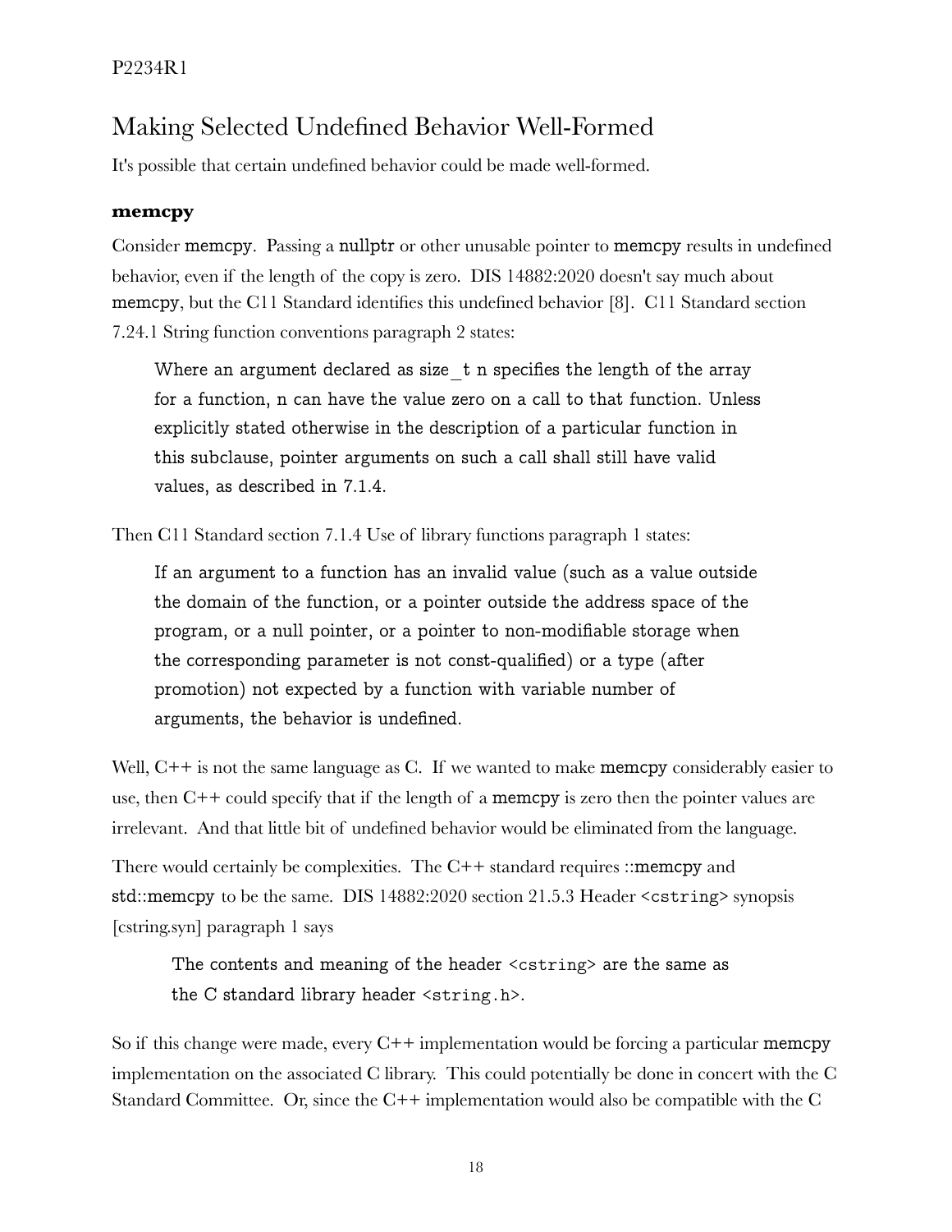## Making Selected Undefined Behavior Well-Formed

It's possible that certain undefined behavior could be made well-formed.

### memcpy

Consider memcpy. Passing a nullptr or other unusable pointer to memcpy results in undefined behavior, even if the length of the copy is zero. DIS 14882:2020 doesn't say much about memcpy, but the C11 Standard identifies this undefined behavior [8]. C11 Standard section 7.24.1 String function conventions paragraph 2 states:

> Where an argument declared as size_t n specifies the length of the array for a function, n can have the value zero on a call to that function. Unless explicitly stated otherwise in the description of a particular function in this subclause, pointer arguments on such a call shall still have valid values, as described in 7.1.4.

Then C11 Standard section 7.1.4 Use of library functions paragraph 1 states:

> If an argument to a function has an invalid value (such as a value outside the domain of the function, or a pointer outside the address space of the program, or a null pointer, or a pointer to non-modifiable storage when the corresponding parameter is not const-qualified) or a type (after promotion) not expected by a function with variable number of arguments, the behavior is undefined.

Well, C++ is not the same language as C. If we wanted to make memcpy considerably easier to use, then C++ could specify that if the length of a memcpy is zero then the pointer values are irrelevant. And that little bit of undefined behavior would be eliminated from the language.

There would certainly be complexities. The C++ standard requires ::memcpy and std::memcpy to be the same. DIS 14882:2020 section 21.5.3 Header `<cstring>` synopsis [cstring.syn] paragraph 1 says

> The contents and meaning of the header `<cstring>` are the same as the C standard library header `<string.h>`.

So if this change were made, every C++ implementation would be forcing a particular memcpy implementation on the associated C library. This could potentially be done in concert with the C Standard Committee. Or, since the C++ implementation would also be compatible with the C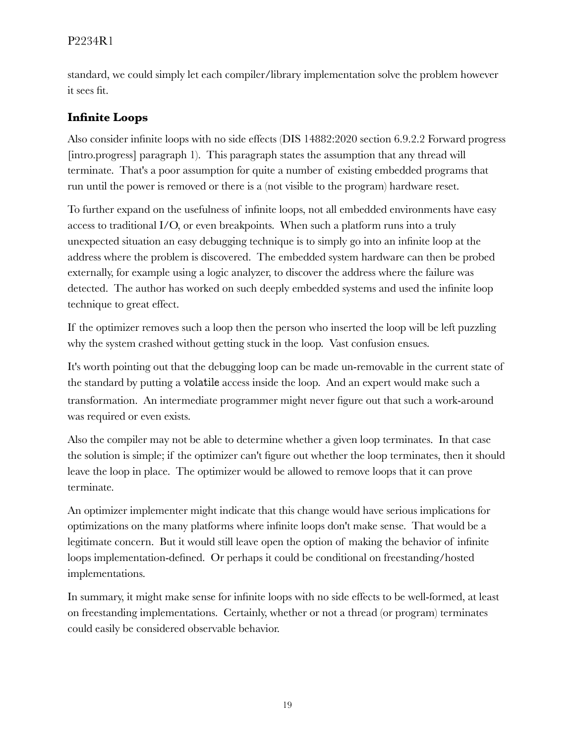standard, we could simply let each compiler/library implementation solve the problem however it sees fit.

## Infinite Loops

Also consider infinite loops with no side effects (DIS 14882:2020 section 6.9.2.2 Forward progress [intro.progress] paragraph 1). This paragraph states the assumption that any thread will terminate. That's a poor assumption for quite a number of existing embedded programs that run until the power is removed or there is a (not visible to the program) hardware reset.

To further expand on the usefulness of infinite loops, not all embedded environments have easy access to traditional I/O, or even breakpoints. When such a platform runs into a truly unexpected situation an easy debugging technique is to simply go into an infinite loop at the address where the problem is discovered. The embedded system hardware can then be probed externally, for example using a logic analyzer, to discover the address where the failure was detected. The author has worked on such deeply embedded systems and used the infinite loop technique to great effect.

If the optimizer removes such a loop then the person who inserted the loop will be left puzzling why the system crashed without getting stuck in the loop. Vast confusion ensues.

It's worth pointing out that the debugging loop can be made un-removable in the current state of the standard by putting a `volatile` access inside the loop. And an expert would make such a transformation. An intermediate programmer might never figure out that such a work-around was required or even exists.

Also the compiler may not be able to determine whether a given loop terminates. In that case the solution is simple; if the optimizer can't figure out whether the loop terminates, then it should leave the loop in place. The optimizer would be allowed to remove loops that it can prove terminate.

An optimizer implementer might indicate that this change would have serious implications for optimizations on the many platforms where infinite loops don't make sense. That would be a legitimate concern. But it would still leave open the option of making the behavior of infinite loops implementation-defined. Or perhaps it could be conditional on freestanding/hosted implementations.

In summary, it might make sense for infinite loops with no side effects to be well-formed, at least on freestanding implementations. Certainly, whether or not a thread (or program) terminates could easily be considered observable behavior.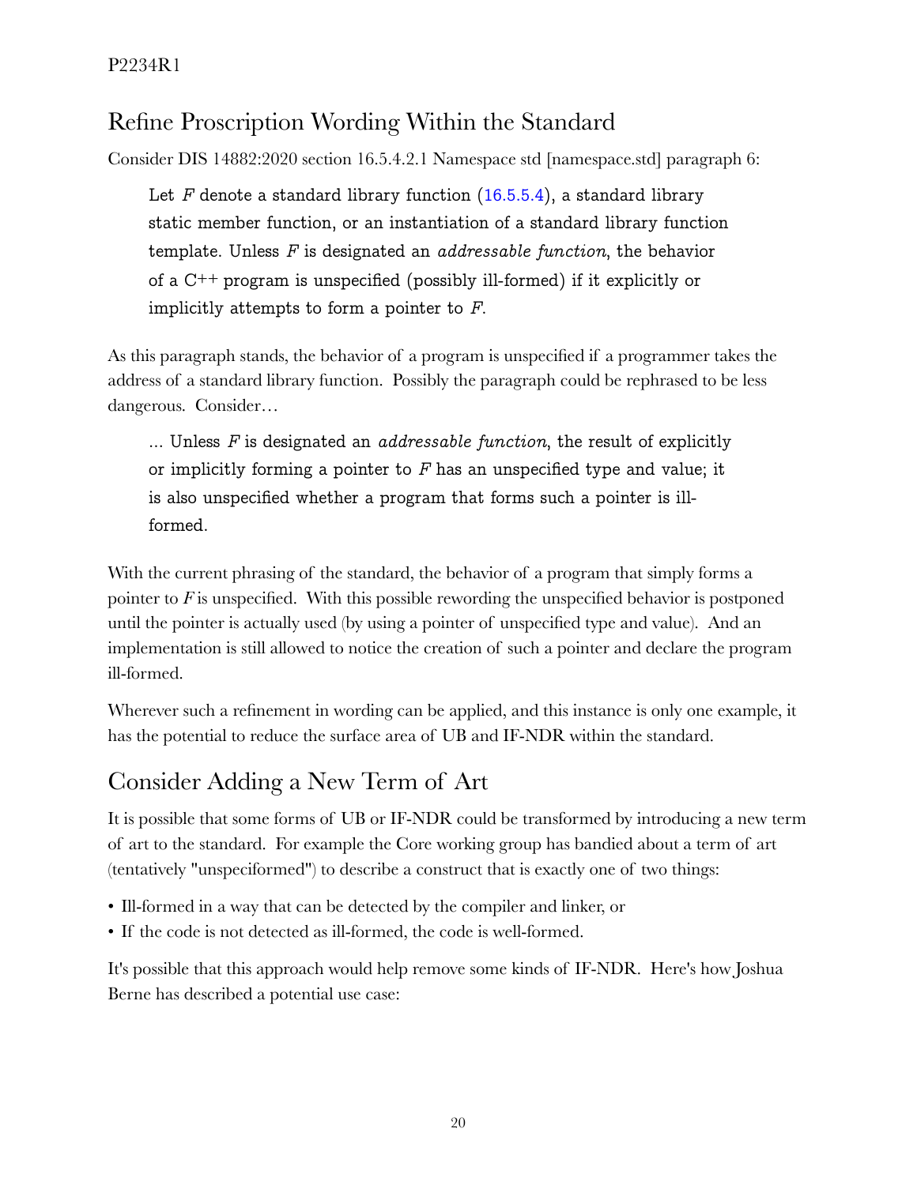## Refine Proscription Wording Within the Standard

Consider DIS 14882:2020 section 16.5.4.2.1 Namespace std [namespace.std] paragraph 6:

> Let *F* denote a standard library function (16.5.5.4), a standard library static member function, or an instantiation of a standard library function template. Unless *F* is designated an *addressable function*, the behavior of a C++ program is unspecified (possibly ill-formed) if it explicitly or implicitly attempts to form a pointer to *F*.

As this paragraph stands, the behavior of a program is unspecified if a programmer takes the address of a standard library function. Possibly the paragraph could be rephrased to be less dangerous. Consider…

> … Unless *F* is designated an *addressable function*, the result of explicitly or implicitly forming a pointer to *F* has an unspecified type and value; it is also unspecified whether a program that forms such a pointer is ill-formed.

With the current phrasing of the standard, the behavior of a program that simply forms a pointer to *F* is unspecified. With this possible rewording the unspecified behavior is postponed until the pointer is actually used (by using a pointer of unspecified type and value). And an implementation is still allowed to notice the creation of such a pointer and declare the program ill-formed.

Wherever such a refinement in wording can be applied, and this instance is only one example, it has the potential to reduce the surface area of UB and IF-NDR within the standard.

## Consider Adding a New Term of Art

It is possible that some forms of UB or IF-NDR could be transformed by introducing a new term of art to the standard. For example the Core working group has bandied about a term of art (tentatively "unspeciformed") to describe a construct that is exactly one of two things:

- Ill-formed in a way that can be detected by the compiler and linker, or
- If the code is not detected as ill-formed, the code is well-formed.

It's possible that this approach would help remove some kinds of IF-NDR. Here's how Joshua Berne has described a potential use case: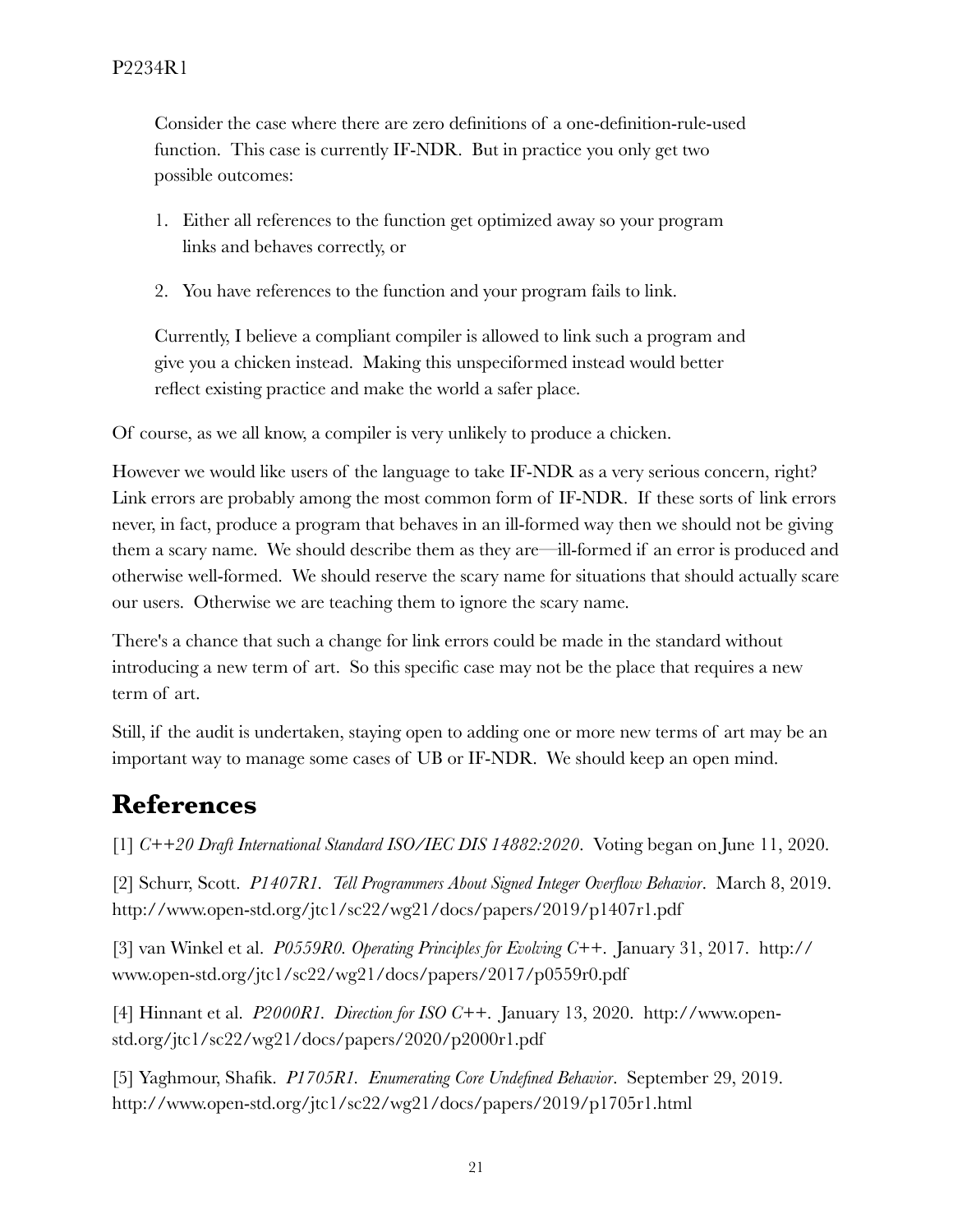> Consider the case where there are zero definitions of a one-definition-rule-used function. This case is currently IF-NDR. But in practice you only get two possible outcomes:
>
> 1. Either all references to the function get optimized away so your program links and behaves correctly, or
> 2. You have references to the function and your program fails to link.
>
> Currently, I believe a compliant compiler is allowed to link such a program and give you a chicken instead. Making this unspeciformed instead would better reflect existing practice and make the world a safer place.

Of course, as we all know, a compiler is very unlikely to produce a chicken.

However we would like users of the language to take IF-NDR as a very serious concern, right? Link errors are probably among the most common form of IF-NDR. If these sorts of link errors never, in fact, produce a program that behaves in an ill-formed way then we should not be giving them a scary name. We should describe them as they are—ill-formed if an error is produced and otherwise well-formed. We should reserve the scary name for situations that should actually scare our users. Otherwise we are teaching them to ignore the scary name.

There's a chance that such a change for link errors could be made in the standard without introducing a new term of art. So this specific case may not be the place that requires a new term of art.

Still, if the audit is undertaken, staying open to adding one or more new terms of art may be an important way to manage some cases of UB or IF-NDR. We should keep an open mind.

# References

[1] *C++20 Draft International Standard ISO/IEC DIS 14882:2020*. Voting began on June 11, 2020.

[2] Schurr, Scott. *P1407R1. Tell Programmers About Signed Integer Overflow Behavior*. March 8, 2019. http://www.open-std.org/jtc1/sc22/wg21/docs/papers/2019/p1407r1.pdf

[3] van Winkel et al. *P0559R0. Operating Principles for Evolving C++*. January 31, 2017. http://www.open-std.org/jtc1/sc22/wg21/docs/papers/2017/p0559r0.pdf

[4] Hinnant et al. *P2000R1. Direction for ISO C++*. January 13, 2020. http://www.open-std.org/jtc1/sc22/wg21/docs/papers/2020/p2000r1.pdf

[5] Yaghmour, Shafik. *P1705R1. Enumerating Core Undefined Behavior*. September 29, 2019. http://www.open-std.org/jtc1/sc22/wg21/docs/papers/2019/p1705r1.html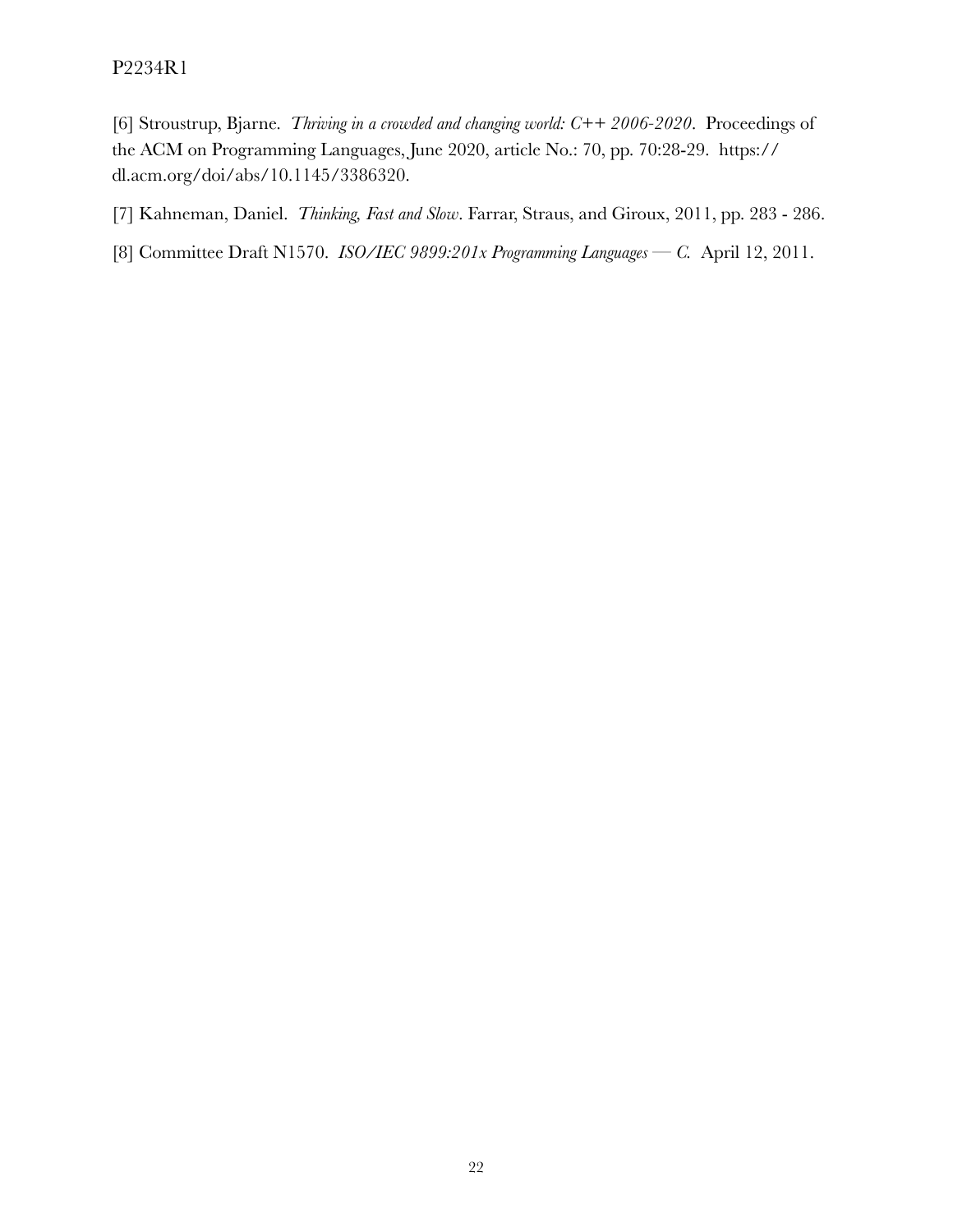[6] Stroustrup, Bjarne. *Thriving in a crowded and changing world: C++ 2006-2020*. Proceedings of the ACM on Programming Languages, June 2020, article No.: 70, pp. 70:28-29. https://dl.acm.org/doi/abs/10.1145/3386320.

[7] Kahneman, Daniel. *Thinking, Fast and Slow*. Farrar, Straus, and Giroux, 2011, pp. 283 - 286.

[8] Committee Draft N1570. *ISO/IEC 9899:201x Programming Languages — C.* April 12, 2011.